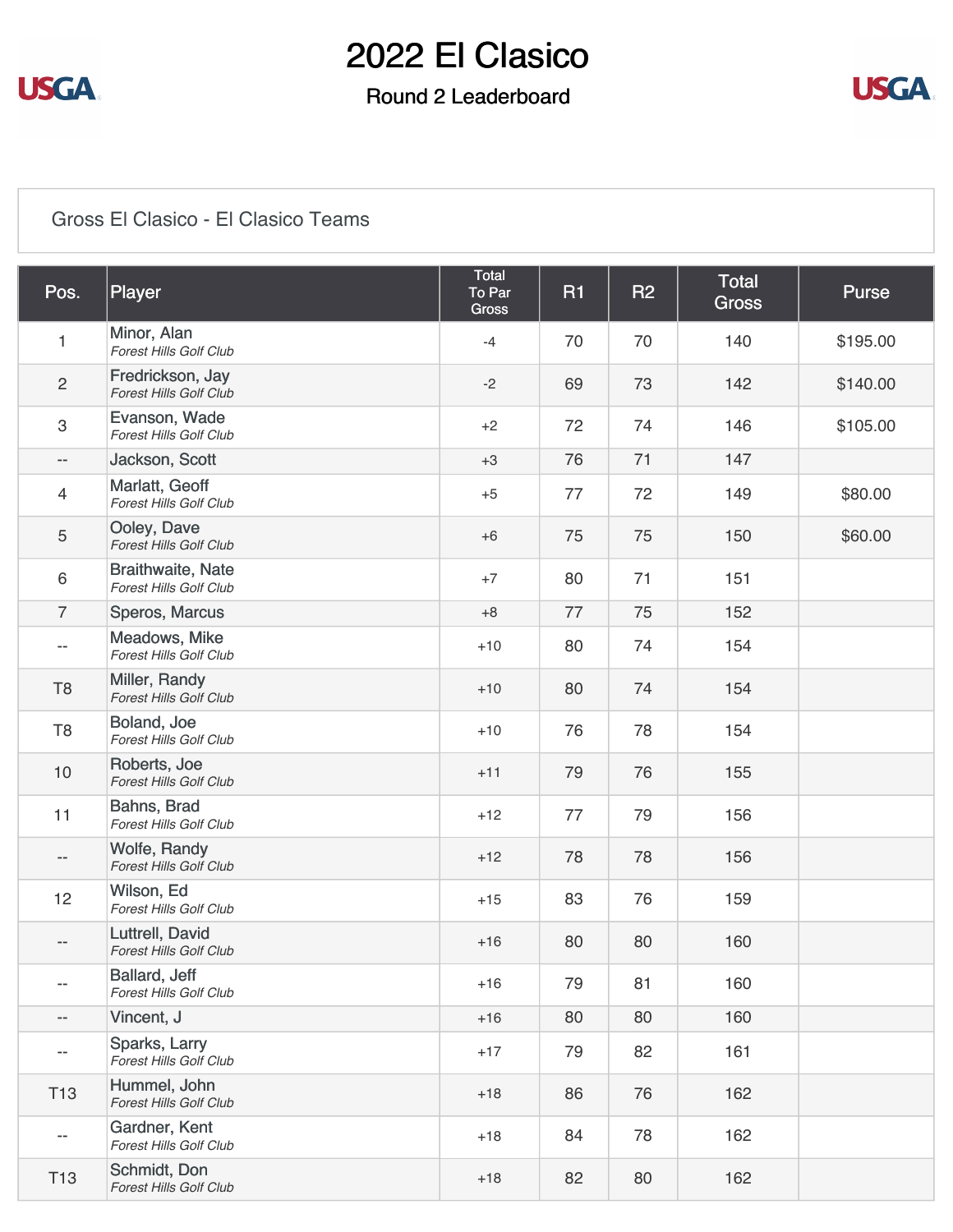# 2022 El Clasico

## Round 2 Leaderboard

Gross El Clasico - El Clasico Teams

| Pos. | Player | Total To Par Gross | R1 | R2 | Total Gross | Purse |
|---|---|---|---|---|---|---|
| 1 | Minor, Alan *Forest Hills Golf Club* | -4 | 70 | 70 | 140 | $195.00 |
| 2 | Fredrickson, Jay *Forest Hills Golf Club* | -2 | 69 | 73 | 142 | $140.00 |
| 3 | Evanson, Wade *Forest Hills Golf Club* | +2 | 72 | 74 | 146 | $105.00 |
| -- | Jackson, Scott | +3 | 76 | 71 | 147 | |
| 4 | Marlatt, Geoff *Forest Hills Golf Club* | +5 | 77 | 72 | 149 | $80.00 |
| 5 | Ooley, Dave *Forest Hills Golf Club* | +6 | 75 | 75 | 150 | $60.00 |
| 6 | Braithwaite, Nate *Forest Hills Golf Club* | +7 | 80 | 71 | 151 | |
| 7 | Speros, Marcus | +8 | 77 | 75 | 152 | |
| -- | Meadows, Mike *Forest Hills Golf Club* | +10 | 80 | 74 | 154 | |
| T8 | Miller, Randy *Forest Hills Golf Club* | +10 | 80 | 74 | 154 | |
| T8 | Boland, Joe *Forest Hills Golf Club* | +10 | 76 | 78 | 154 | |
| 10 | Roberts, Joe *Forest Hills Golf Club* | +11 | 79 | 76 | 155 | |
| 11 | Bahns, Brad *Forest Hills Golf Club* | +12 | 77 | 79 | 156 | |
| -- | Wolfe, Randy *Forest Hills Golf Club* | +12 | 78 | 78 | 156 | |
| 12 | Wilson, Ed *Forest Hills Golf Club* | +15 | 83 | 76 | 159 | |
| -- | Luttrell, David *Forest Hills Golf Club* | +16 | 80 | 80 | 160 | |
| -- | Ballard, Jeff *Forest Hills Golf Club* | +16 | 79 | 81 | 160 | |
| -- | Vincent, J | +16 | 80 | 80 | 160 | |
| -- | Sparks, Larry *Forest Hills Golf Club* | +17 | 79 | 82 | 161 | |
| T13 | Hummel, John *Forest Hills Golf Club* | +18 | 86 | 76 | 162 | |
| -- | Gardner, Kent *Forest Hills Golf Club* | +18 | 84 | 78 | 162 | |
| T13 | Schmidt, Don *Forest Hills Golf Club* | +18 | 82 | 80 | 162 | |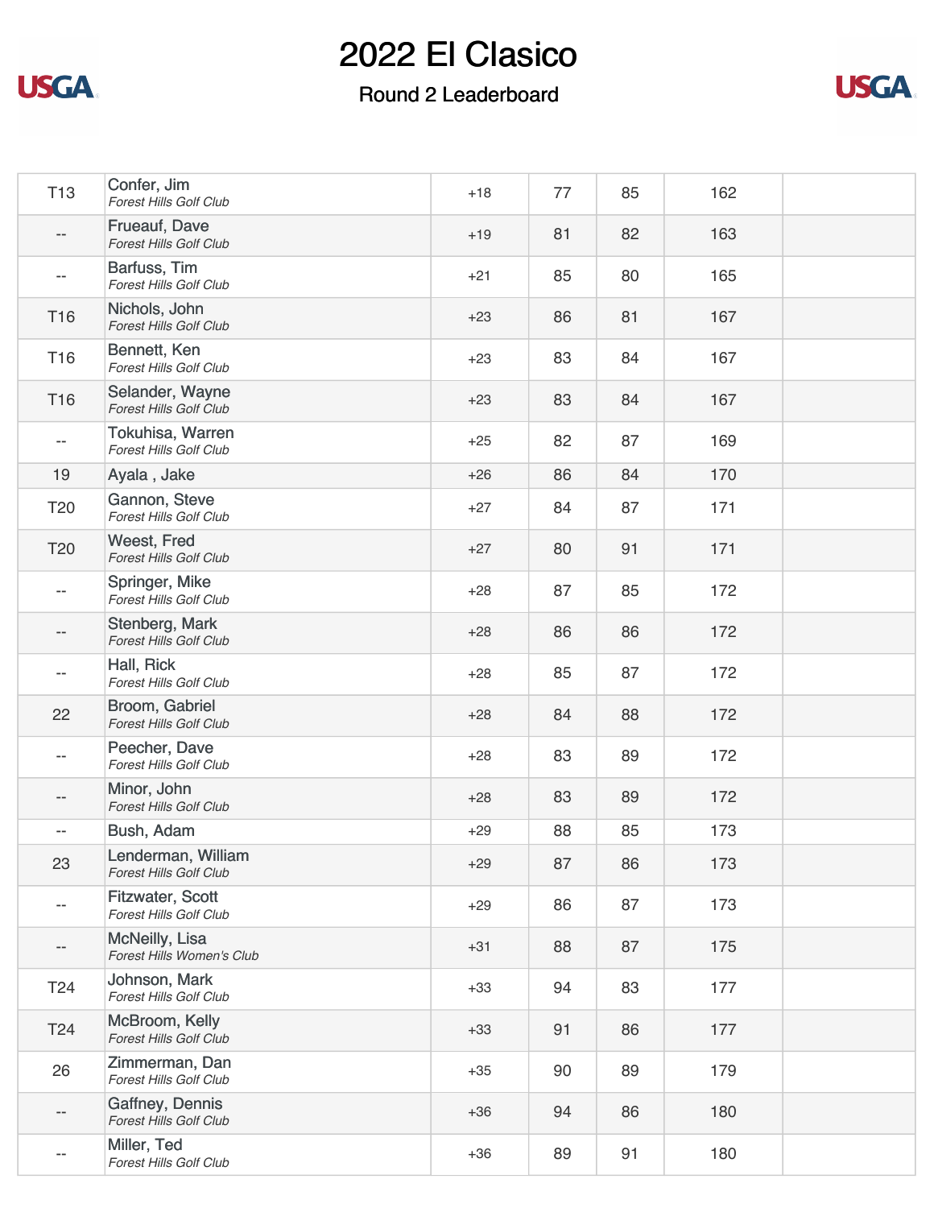# 2022 El Clasico

## Round 2 Leaderboard

| | | | | | | |
|---|---|---|---|---|---|---|
| T13 | Confer, Jim *Forest Hills Golf Club* | +18 | 77 | 85 | 162 | |
| -- | Frueauf, Dave *Forest Hills Golf Club* | +19 | 81 | 82 | 163 | |
| -- | Barfuss, Tim *Forest Hills Golf Club* | +21 | 85 | 80 | 165 | |
| T16 | Nichols, John *Forest Hills Golf Club* | +23 | 86 | 81 | 167 | |
| T16 | Bennett, Ken *Forest Hills Golf Club* | +23 | 83 | 84 | 167 | |
| T16 | Selander, Wayne *Forest Hills Golf Club* | +23 | 83 | 84 | 167 | |
| -- | Tokuhisa, Warren *Forest Hills Golf Club* | +25 | 82 | 87 | 169 | |
| 19 | Ayala , Jake | +26 | 86 | 84 | 170 | |
| T20 | Gannon, Steve *Forest Hills Golf Club* | +27 | 84 | 87 | 171 | |
| T20 | Weest, Fred *Forest Hills Golf Club* | +27 | 80 | 91 | 171 | |
| -- | Springer, Mike *Forest Hills Golf Club* | +28 | 87 | 85 | 172 | |
| -- | Stenberg, Mark *Forest Hills Golf Club* | +28 | 86 | 86 | 172 | |
| -- | Hall, Rick *Forest Hills Golf Club* | +28 | 85 | 87 | 172 | |
| 22 | Broom, Gabriel *Forest Hills Golf Club* | +28 | 84 | 88 | 172 | |
| -- | Peecher, Dave *Forest Hills Golf Club* | +28 | 83 | 89 | 172 | |
| -- | Minor, John *Forest Hills Golf Club* | +28 | 83 | 89 | 172 | |
| -- | Bush, Adam | +29 | 88 | 85 | 173 | |
| 23 | Lenderman, William *Forest Hills Golf Club* | +29 | 87 | 86 | 173 | |
| -- | Fitzwater, Scott *Forest Hills Golf Club* | +29 | 86 | 87 | 173 | |
| -- | McNeilly, Lisa *Forest Hills Women's Club* | +31 | 88 | 87 | 175 | |
| T24 | Johnson, Mark *Forest Hills Golf Club* | +33 | 94 | 83 | 177 | |
| T24 | McBroom, Kelly *Forest Hills Golf Club* | +33 | 91 | 86 | 177 | |
| 26 | Zimmerman, Dan *Forest Hills Golf Club* | +35 | 90 | 89 | 179 | |
| -- | Gaffney, Dennis *Forest Hills Golf Club* | +36 | 94 | 86 | 180 | |
| -- | Miller, Ted *Forest Hills Golf Club* | +36 | 89 | 91 | 180 | |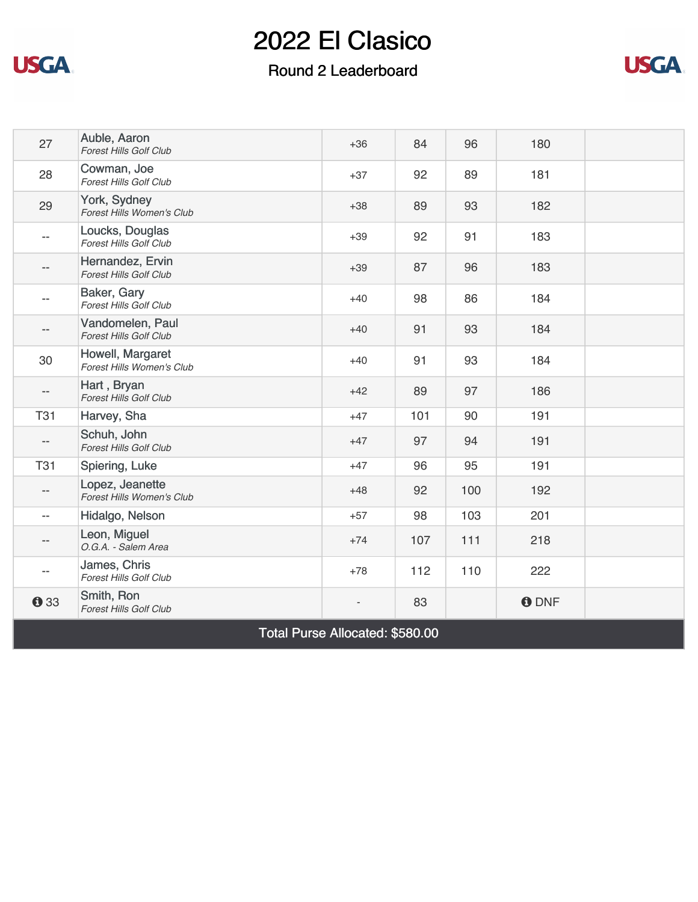# 2022 El Clasico

## Round 2 Leaderboard

| | | | | | | |
|---|---|---|---|---|---|---|
| 27 | Auble, Aaron<br>*Forest Hills Golf Club* | +36 | 84 | 96 | 180 | |
| 28 | Cowman, Joe<br>*Forest Hills Golf Club* | +37 | 92 | 89 | 181 | |
| 29 | York, Sydney<br>*Forest Hills Women's Club* | +38 | 89 | 93 | 182 | |
| -- | Loucks, Douglas<br>*Forest Hills Golf Club* | +39 | 92 | 91 | 183 | |
| -- | Hernandez, Ervin<br>*Forest Hills Golf Club* | +39 | 87 | 96 | 183 | |
| -- | Baker, Gary<br>*Forest Hills Golf Club* | +40 | 98 | 86 | 184 | |
| -- | Vandomelen, Paul<br>*Forest Hills Golf Club* | +40 | 91 | 93 | 184 | |
| 30 | Howell, Margaret<br>*Forest Hills Women's Club* | +40 | 91 | 93 | 184 | |
| -- | Hart , Bryan<br>*Forest Hills Golf Club* | +42 | 89 | 97 | 186 | |
| T31 | Harvey, Sha | +47 | 101 | 90 | 191 | |
| -- | Schuh, John<br>*Forest Hills Golf Club* | +47 | 97 | 94 | 191 | |
| T31 | Spiering, Luke | +47 | 96 | 95 | 191 | |
| -- | Lopez, Jeanette<br>*Forest Hills Women's Club* | +48 | 92 | 100 | 192 | |
| -- | Hidalgo, Nelson | +57 | 98 | 103 | 201 | |
| -- | Leon, Miguel<br>*O.G.A. - Salem Area* | +74 | 107 | 111 | 218 | |
| -- | James, Chris<br>*Forest Hills Golf Club* | +78 | 112 | 110 | 222 | |
| 33 | Smith, Ron<br>*Forest Hills Golf Club* | - | 83 | | DNF | |

**Total Purse Allocated: $580.00**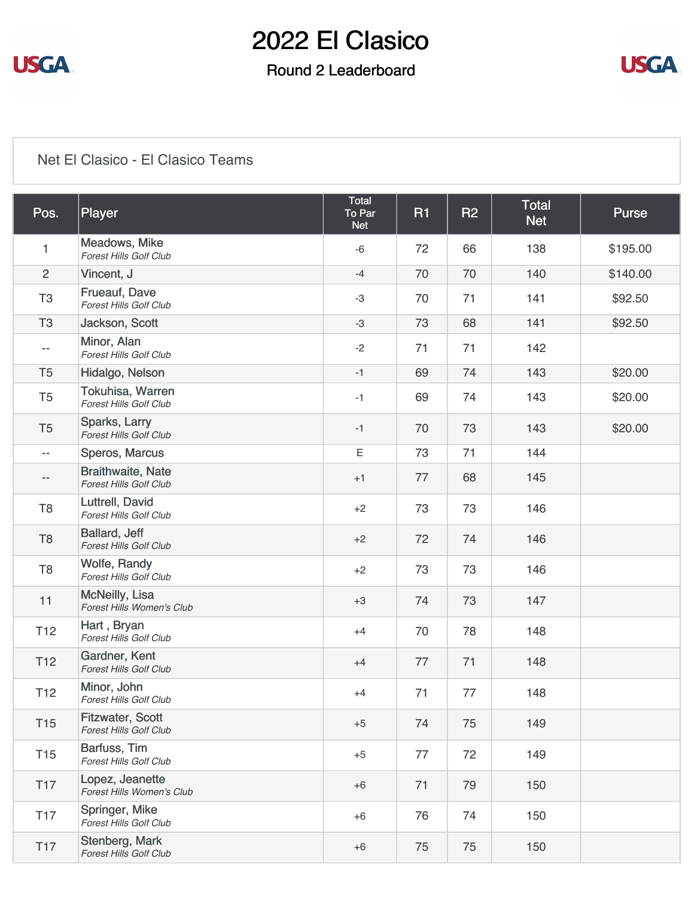# 2022 El Clasico

## Round 2 Leaderboard

Net El Clasico - El Clasico Teams

| Pos. | Player | Total To Par Net | R1 | R2 | Total Net | Purse |
|---|---|---|---|---|---|---|
| 1 | Meadows, Mike<br>*Forest Hills Golf Club* | -6 | 72 | 66 | 138 | $195.00 |
| 2 | Vincent, J | -4 | 70 | 70 | 140 | $140.00 |
| T3 | Frueauf, Dave<br>*Forest Hills Golf Club* | -3 | 70 | 71 | 141 | $92.50 |
| T3 | Jackson, Scott | -3 | 73 | 68 | 141 | $92.50 |
| -- | Minor, Alan<br>*Forest Hills Golf Club* | -2 | 71 | 71 | 142 | |
| T5 | Hidalgo, Nelson | -1 | 69 | 74 | 143 | $20.00 |
| T5 | Tokuhisa, Warren<br>*Forest Hills Golf Club* | -1 | 69 | 74 | 143 | $20.00 |
| T5 | Sparks, Larry<br>*Forest Hills Golf Club* | -1 | 70 | 73 | 143 | $20.00 |
| -- | Speros, Marcus | E | 73 | 71 | 144 | |
| -- | Braithwaite, Nate<br>*Forest Hills Golf Club* | +1 | 77 | 68 | 145 | |
| T8 | Luttrell, David<br>*Forest Hills Golf Club* | +2 | 73 | 73 | 146 | |
| T8 | Ballard, Jeff<br>*Forest Hills Golf Club* | +2 | 72 | 74 | 146 | |
| T8 | Wolfe, Randy<br>*Forest Hills Golf Club* | +2 | 73 | 73 | 146 | |
| 11 | McNeilly, Lisa<br>*Forest Hills Women's Club* | +3 | 74 | 73 | 147 | |
| T12 | Hart , Bryan<br>*Forest Hills Golf Club* | +4 | 70 | 78 | 148 | |
| T12 | Gardner, Kent<br>*Forest Hills Golf Club* | +4 | 77 | 71 | 148 | |
| T12 | Minor, John<br>*Forest Hills Golf Club* | +4 | 71 | 77 | 148 | |
| T15 | Fitzwater, Scott<br>*Forest Hills Golf Club* | +5 | 74 | 75 | 149 | |
| T15 | Barfuss, Tim<br>*Forest Hills Golf Club* | +5 | 77 | 72 | 149 | |
| T17 | Lopez, Jeanette<br>*Forest Hills Women's Club* | +6 | 71 | 79 | 150 | |
| T17 | Springer, Mike<br>*Forest Hills Golf Club* | +6 | 76 | 74 | 150 | |
| T17 | Stenberg, Mark<br>*Forest Hills Golf Club* | +6 | 75 | 75 | 150 | |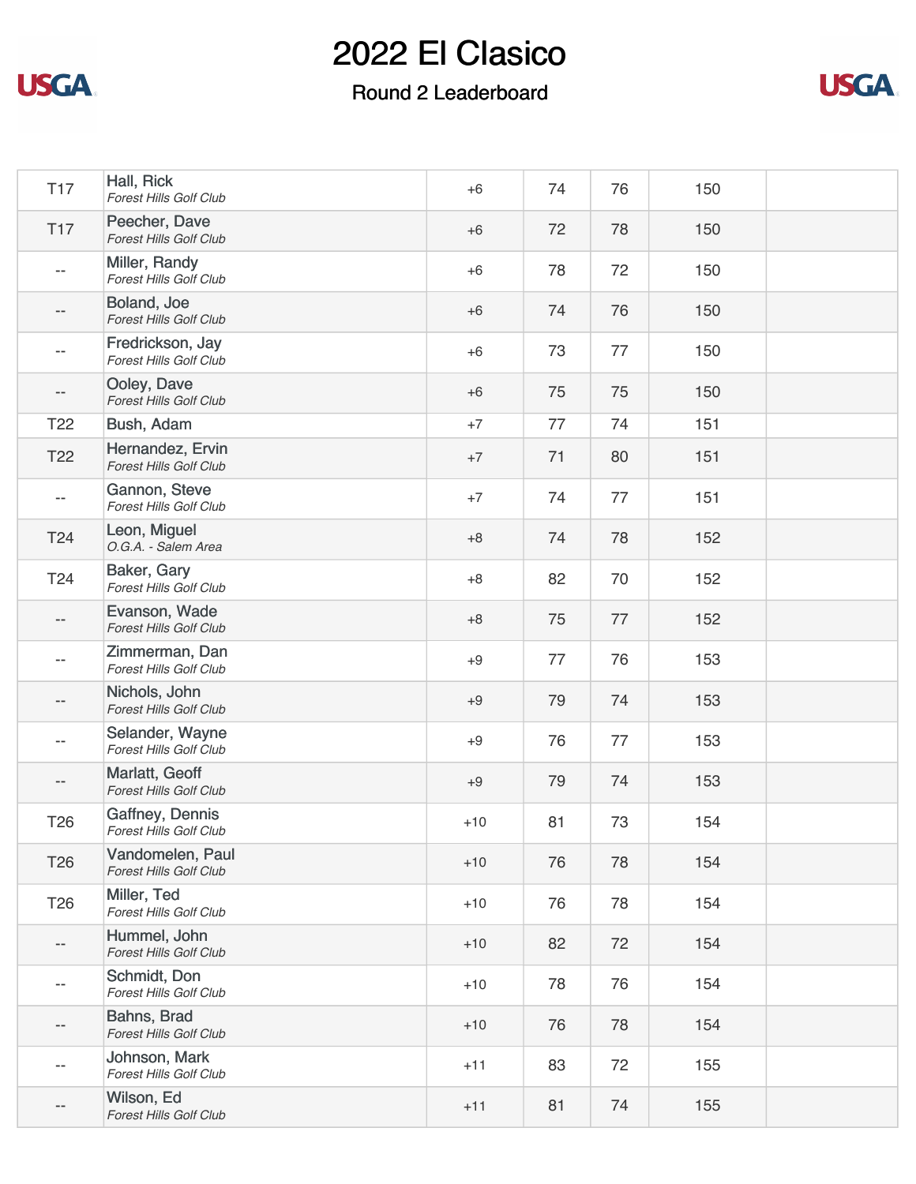# 2022 El Clasico

## Round 2 Leaderboard

| | | | | | | |
|---|---|---|---|---|---|---|
| T17 | Hall, Rick *Forest Hills Golf Club* | +6 | 74 | 76 | 150 | |
| T17 | Peecher, Dave *Forest Hills Golf Club* | +6 | 72 | 78 | 150 | |
| -- | Miller, Randy *Forest Hills Golf Club* | +6 | 78 | 72 | 150 | |
| -- | Boland, Joe *Forest Hills Golf Club* | +6 | 74 | 76 | 150 | |
| -- | Fredrickson, Jay *Forest Hills Golf Club* | +6 | 73 | 77 | 150 | |
| -- | Ooley, Dave *Forest Hills Golf Club* | +6 | 75 | 75 | 150 | |
| T22 | Bush, Adam | +7 | 77 | 74 | 151 | |
| T22 | Hernandez, Ervin *Forest Hills Golf Club* | +7 | 71 | 80 | 151 | |
| -- | Gannon, Steve *Forest Hills Golf Club* | +7 | 74 | 77 | 151 | |
| T24 | Leon, Miguel *O.G.A. - Salem Area* | +8 | 74 | 78 | 152 | |
| T24 | Baker, Gary *Forest Hills Golf Club* | +8 | 82 | 70 | 152 | |
| -- | Evanson, Wade *Forest Hills Golf Club* | +8 | 75 | 77 | 152 | |
| -- | Zimmerman, Dan *Forest Hills Golf Club* | +9 | 77 | 76 | 153 | |
| -- | Nichols, John *Forest Hills Golf Club* | +9 | 79 | 74 | 153 | |
| -- | Selander, Wayne *Forest Hills Golf Club* | +9 | 76 | 77 | 153 | |
| -- | Marlatt, Geoff *Forest Hills Golf Club* | +9 | 79 | 74 | 153 | |
| T26 | Gaffney, Dennis *Forest Hills Golf Club* | +10 | 81 | 73 | 154 | |
| T26 | Vandomelen, Paul *Forest Hills Golf Club* | +10 | 76 | 78 | 154 | |
| T26 | Miller, Ted *Forest Hills Golf Club* | +10 | 76 | 78 | 154 | |
| -- | Hummel, John *Forest Hills Golf Club* | +10 | 82 | 72 | 154 | |
| -- | Schmidt, Don *Forest Hills Golf Club* | +10 | 78 | 76 | 154 | |
| -- | Bahns, Brad *Forest Hills Golf Club* | +10 | 76 | 78 | 154 | |
| -- | Johnson, Mark *Forest Hills Golf Club* | +11 | 83 | 72 | 155 | |
| -- | Wilson, Ed *Forest Hills Golf Club* | +11 | 81 | 74 | 155 | |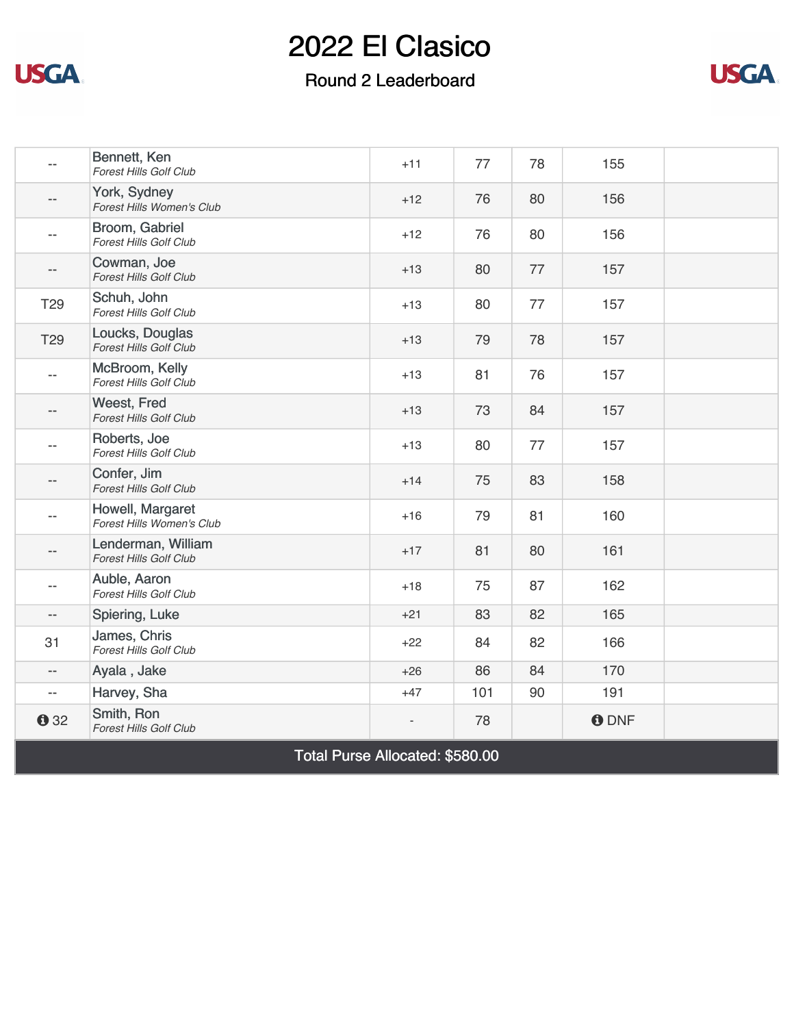# 2022 El Clasico

## Round 2 Leaderboard

| | | | | | | |
|---|---|---|---|---|---|---|
| -- | Bennett, Ken<br>*Forest Hills Golf Club* | +11 | 77 | 78 | 155 | |
| -- | York, Sydney<br>*Forest Hills Women's Club* | +12 | 76 | 80 | 156 | |
| -- | Broom, Gabriel<br>*Forest Hills Golf Club* | +12 | 76 | 80 | 156 | |
| -- | Cowman, Joe<br>*Forest Hills Golf Club* | +13 | 80 | 77 | 157 | |
| T29 | Schuh, John<br>*Forest Hills Golf Club* | +13 | 80 | 77 | 157 | |
| T29 | Loucks, Douglas<br>*Forest Hills Golf Club* | +13 | 79 | 78 | 157 | |
| -- | McBroom, Kelly<br>*Forest Hills Golf Club* | +13 | 81 | 76 | 157 | |
| -- | Weest, Fred<br>*Forest Hills Golf Club* | +13 | 73 | 84 | 157 | |
| -- | Roberts, Joe<br>*Forest Hills Golf Club* | +13 | 80 | 77 | 157 | |
| -- | Confer, Jim<br>*Forest Hills Golf Club* | +14 | 75 | 83 | 158 | |
| -- | Howell, Margaret<br>*Forest Hills Women's Club* | +16 | 79 | 81 | 160 | |
| -- | Lenderman, William<br>*Forest Hills Golf Club* | +17 | 81 | 80 | 161 | |
| -- | Auble, Aaron<br>*Forest Hills Golf Club* | +18 | 75 | 87 | 162 | |
| -- | Spiering, Luke | +21 | 83 | 82 | 165 | |
| 31 | James, Chris<br>*Forest Hills Golf Club* | +22 | 84 | 82 | 166 | |
| -- | Ayala , Jake | +26 | 86 | 84 | 170 | |
| -- | Harvey, Sha | +47 | 101 | 90 | 191 | |
| 32 | Smith, Ron<br>*Forest Hills Golf Club* | - | 78 | | DNF | |

**Total Purse Allocated: $580.00**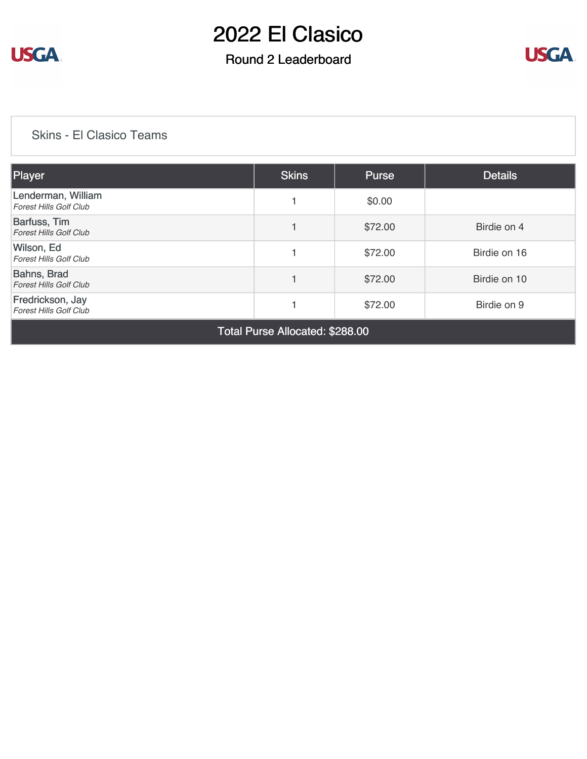# 2022 El Clasico

## Round 2 Leaderboard

### Skins - El Clasico Teams

| Player | Skins | Purse | Details |
|---|---|---|---|
| Lenderman, William<br>*Forest Hills Golf Club* | 1 | $0.00 | |
| Barfuss, Tim<br>*Forest Hills Golf Club* | 1 | $72.00 | Birdie on 4 |
| Wilson, Ed<br>*Forest Hills Golf Club* | 1 | $72.00 | Birdie on 16 |
| Bahns, Brad<br>*Forest Hills Golf Club* | 1 | $72.00 | Birdie on 10 |
| Fredrickson, Jay<br>*Forest Hills Golf Club* | 1 | $72.00 | Birdie on 9 |
| Total Purse Allocated: $288.00 | | | |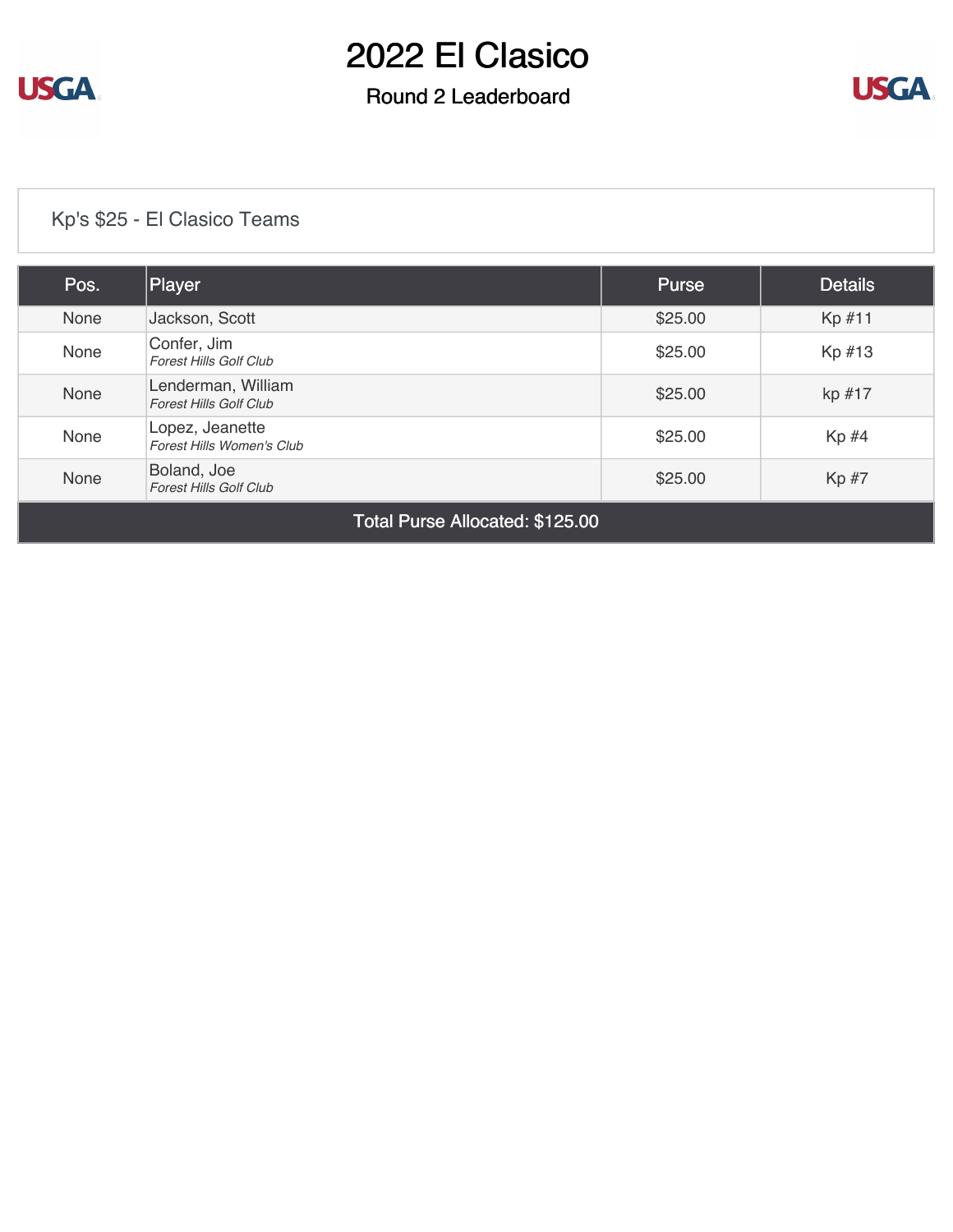# 2022 El Clasico

## Round 2 Leaderboard

Kp's $25 - El Clasico Teams

| Pos. | Player | Purse | Details |
| --- | --- | --- | --- |
| None | Jackson, Scott | $25.00 | Kp #11 |
| None | Confer, Jim<br>*Forest Hills Golf Club* | $25.00 | Kp #13 |
| None | Lenderman, William<br>*Forest Hills Golf Club* | $25.00 | kp #17 |
| None | Lopez, Jeanette<br>*Forest Hills Women's Club* | $25.00 | Kp #4 |
| None | Boland, Joe<br>*Forest Hills Golf Club* | $25.00 | Kp #7 |
| Total Purse Allocated: $125.00 | | | |